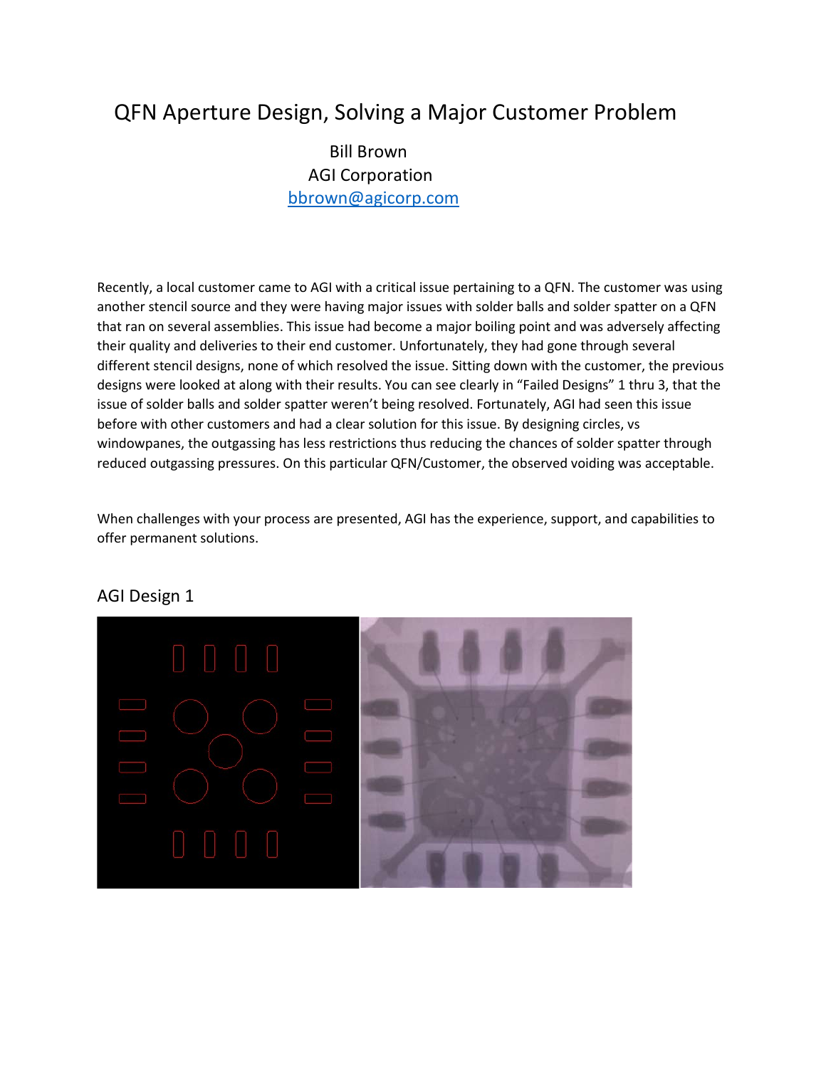# QFN Aperture Design, Solving a Major Customer Problem

Bill Brown
AGI Corporation
bbrown@agicorp.com

Recently, a local customer came to AGI with a critical issue pertaining to a QFN. The customer was using another stencil source and they were having major issues with solder balls and solder spatter on a QFN that ran on several assemblies. This issue had become a major boiling point and was adversely affecting their quality and deliveries to their end customer. Unfortunately, they had gone through several different stencil designs, none of which resolved the issue. Sitting down with the customer, the previous designs were looked at along with their results. You can see clearly in "Failed Designs" 1 thru 3, that the issue of solder balls and solder spatter weren't being resolved. Fortunately, AGI had seen this issue before with other customers and had a clear solution for this issue. By designing circles, vs windowpanes, the outgassing has less restrictions thus reducing the chances of solder spatter through reduced outgassing pressures. On this particular QFN/Customer, the observed voiding was acceptable.

When challenges with your process are presented, AGI has the experience, support, and capabilities to offer permanent solutions.

## AGI Design 1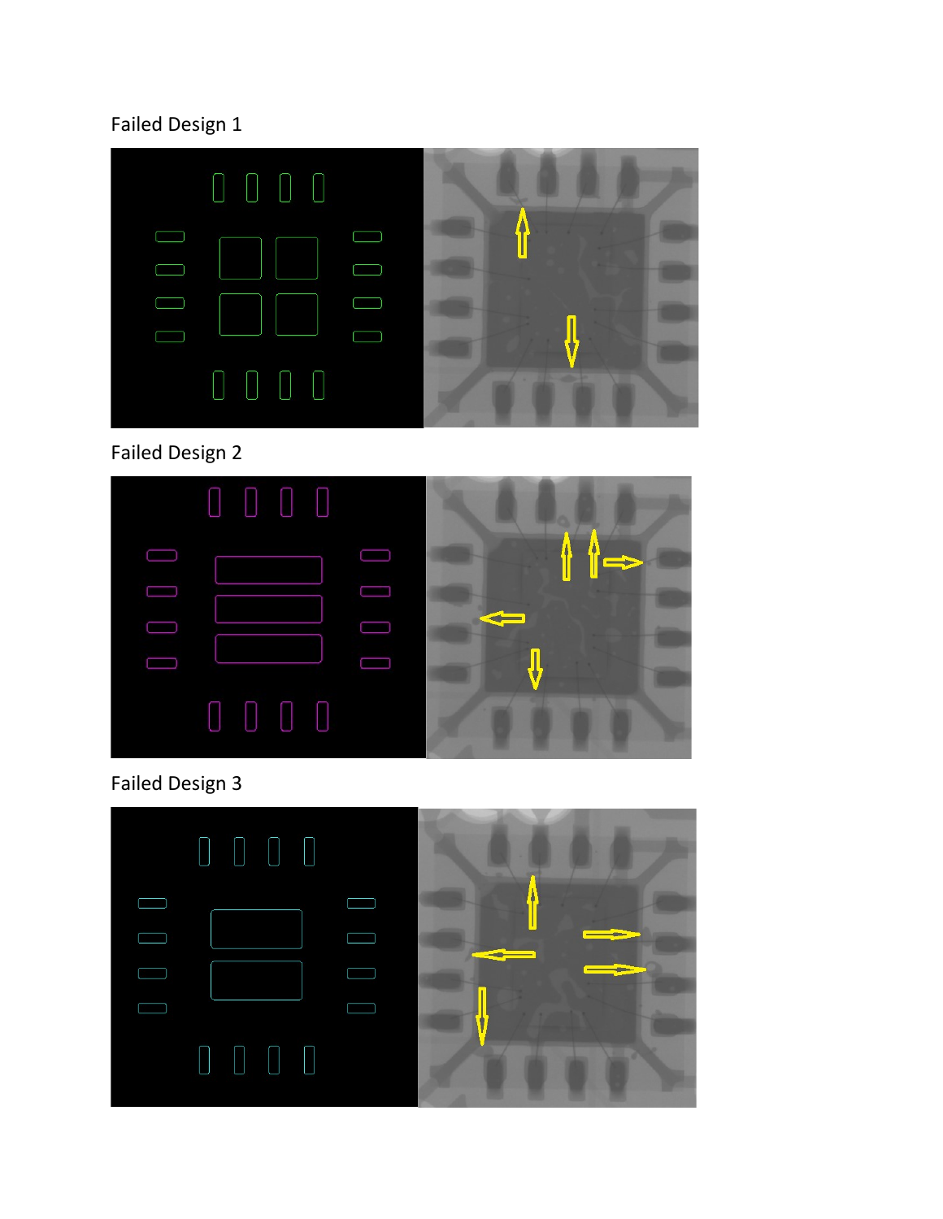Failed Design 1

Failed Design 2

Failed Design 3